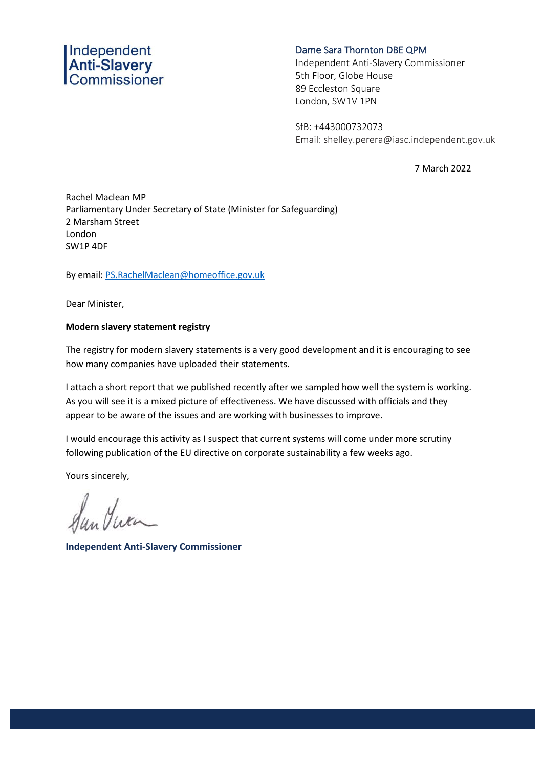Independent
Anti-Slavery
Commissioner

Dame Sara Thornton DBE QPM
Independent Anti-Slavery Commissioner
5th Floor, Globe House
89 Eccleston Square
London, SW1V 1PN

SfB: +443000732073
Email: shelley.perera@iasc.independent.gov.uk

7 March 2022

Rachel Maclean MP
Parliamentary Under Secretary of State (Minister for Safeguarding)
2 Marsham Street
London
SW1P 4DF

By email: PS.RachelMaclean@homeoffice.gov.uk

Dear Minister,

**Modern slavery statement registry**

The registry for modern slavery statements is a very good development and it is encouraging to see how many companies have uploaded their statements.

I attach a short report that we published recently after we sampled how well the system is working. As you will see it is a mixed picture of effectiveness. We have discussed with officials and they appear to be aware of the issues and are working with businesses to improve.

I would encourage this activity as I suspect that current systems will come under more scrutiny following publication of the EU directive on corporate sustainability a few weeks ago.

Yours sincerely,

**Independent Anti-Slavery Commissioner**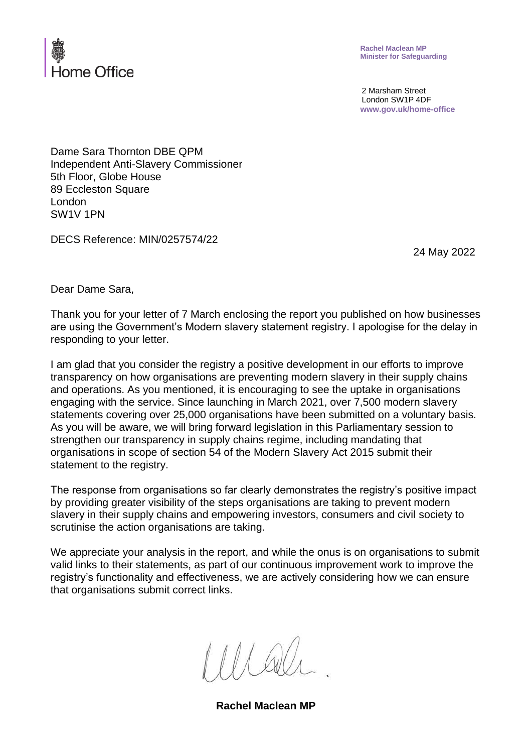Home Office

**Rachel Maclean MP**
**Minister for Safeguarding**

2 Marsham Street
London SW1P 4DF
**www.gov.uk/home-office**

Dame Sara Thornton DBE QPM
Independent Anti-Slavery Commissioner
5th Floor, Globe House
89 Eccleston Square
London
SW1V 1PN

DECS Reference: MIN/0257574/22

24 May 2022

Dear Dame Sara,

Thank you for your letter of 7 March enclosing the report you published on how businesses are using the Government's Modern slavery statement registry. I apologise for the delay in responding to your letter.

I am glad that you consider the registry a positive development in our efforts to improve transparency on how organisations are preventing modern slavery in their supply chains and operations. As you mentioned, it is encouraging to see the uptake in organisations engaging with the service. Since launching in March 2021, over 7,500 modern slavery statements covering over 25,000 organisations have been submitted on a voluntary basis. As you will be aware, we will bring forward legislation in this Parliamentary session to strengthen our transparency in supply chains regime, including mandating that organisations in scope of section 54 of the Modern Slavery Act 2015 submit their statement to the registry.

The response from organisations so far clearly demonstrates the registry's positive impact by providing greater visibility of the steps organisations are taking to prevent modern slavery in their supply chains and empowering investors, consumers and civil society to scrutinise the action organisations are taking.

We appreciate your analysis in the report, and while the onus is on organisations to submit valid links to their statements, as part of our continuous improvement work to improve the registry's functionality and effectiveness, we are actively considering how we can ensure that organisations submit correct links.

**Rachel Maclean MP**